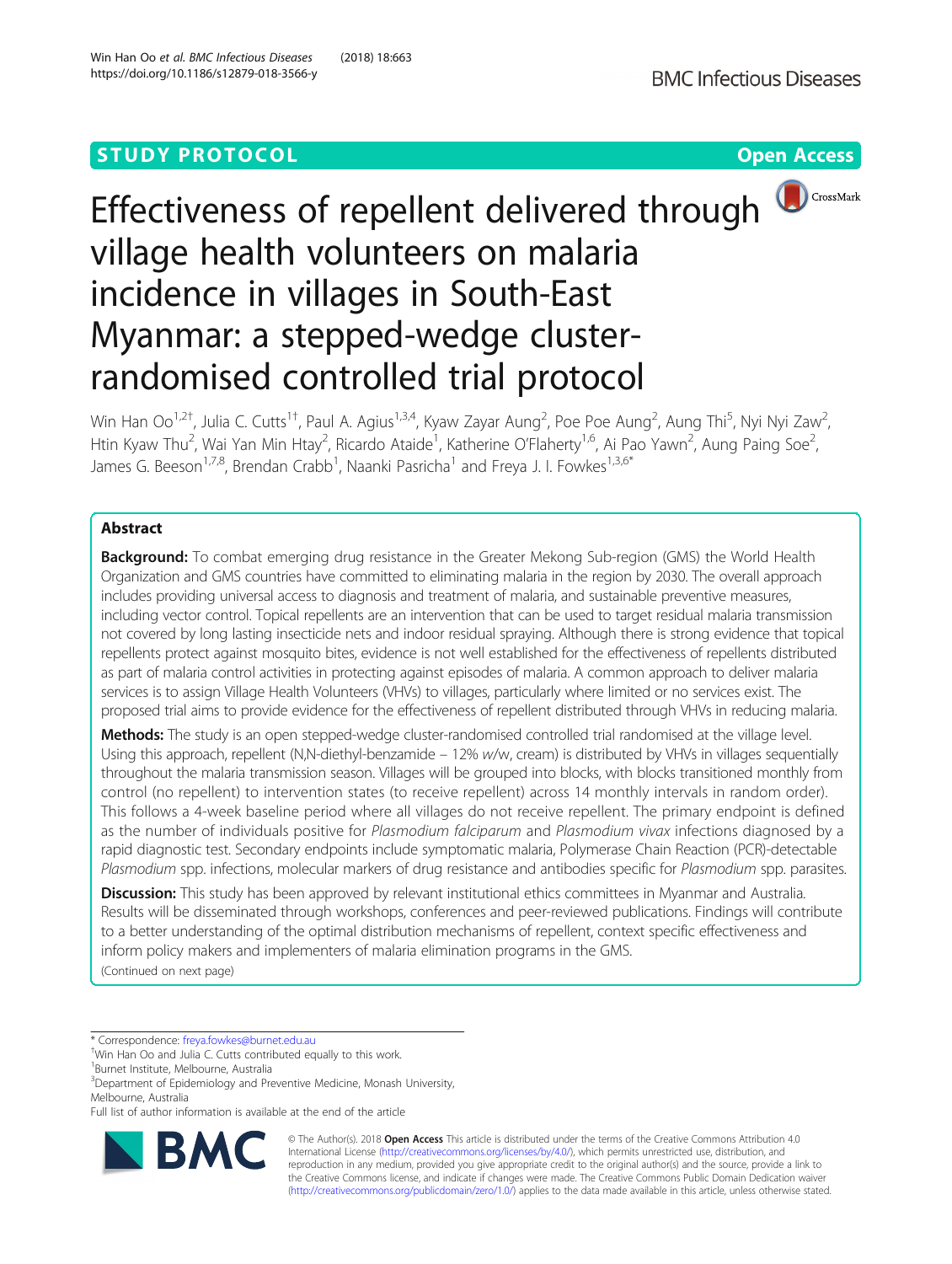STUDY PROTOCOL

Open Access

# Effectiveness of repellent delivered through village health volunteers on malaria incidence in villages in South-East Myanmar: a stepped-wedge cluster-randomised controlled trial protocol

Win Han Oo[1,2†], Julia C. Cutts[1†], Paul A. Agius[1,3,4], Kyaw Zayar Aung[2], Poe Poe Aung[2], Aung Thi[5], Nyi Nyi Zaw[2], Htin Kyaw Thu[2], Wai Yan Min Htay[2], Ricardo Ataide[1], Katherine O'Flaherty[1,6], Ai Pao Yawn[2], Aung Paing Soe[2], James G. Beeson[1,7,8], Brendan Crabb[1], Naanki Pasricha[1] and Freya J. I. Fowkes[1,3,6*]

## Abstract

**Background:** To combat emerging drug resistance in the Greater Mekong Sub-region (GMS) the World Health Organization and GMS countries have committed to eliminating malaria in the region by 2030. The overall approach includes providing universal access to diagnosis and treatment of malaria, and sustainable preventive measures, including vector control. Topical repellents are an intervention that can be used to target residual malaria transmission not covered by long lasting insecticide nets and indoor residual spraying. Although there is strong evidence that topical repellents protect against mosquito bites, evidence is not well established for the effectiveness of repellents distributed as part of malaria control activities in protecting against episodes of malaria. A common approach to deliver malaria services is to assign Village Health Volunteers (VHVs) to villages, particularly where limited or no services exist. The proposed trial aims to provide evidence for the effectiveness of repellent distributed through VHVs in reducing malaria.

**Methods:** The study is an open stepped-wedge cluster-randomised controlled trial randomised at the village level. Using this approach, repellent (N,N-diethyl-benzamide – 12% *w*/w, cream) is distributed by VHVs in villages sequentially throughout the malaria transmission season. Villages will be grouped into blocks, with blocks transitioned monthly from control (no repellent) to intervention states (to receive repellent) across 14 monthly intervals in random order). This follows a 4-week baseline period where all villages do not receive repellent. The primary endpoint is defined as the number of individuals positive for *Plasmodium falciparum* and *Plasmodium vivax* infections diagnosed by a rapid diagnostic test. Secondary endpoints include symptomatic malaria, Polymerase Chain Reaction (PCR)-detectable *Plasmodium* spp. infections, molecular markers of drug resistance and antibodies specific for *Plasmodium* spp. parasites.

**Discussion:** This study has been approved by relevant institutional ethics committees in Myanmar and Australia. Results will be disseminated through workshops, conferences and peer-reviewed publications. Findings will contribute to a better understanding of the optimal distribution mechanisms of repellent, context specific effectiveness and inform policy makers and implementers of malaria elimination programs in the GMS.

(Continued on next page)

\* Correspondence: freya.fowkes@burnet.edu.au

†Win Han Oo and Julia C. Cutts contributed equally to this work.

[1]Burnet Institute, Melbourne, Australia

[3]Department of Epidemiology and Preventive Medicine, Monash University, Melbourne, Australia

Full list of author information is available at the end of the article

© The Author(s). 2018 **Open Access** This article is distributed under the terms of the Creative Commons Attribution 4.0 International License (http://creativecommons.org/licenses/by/4.0/), which permits unrestricted use, distribution, and reproduction in any medium, provided you give appropriate credit to the original author(s) and the source, provide a link to the Creative Commons license, and indicate if changes were made. The Creative Commons Public Domain Dedication waiver (http://creativecommons.org/publicdomain/zero/1.0/) applies to the data made available in this article, unless otherwise stated.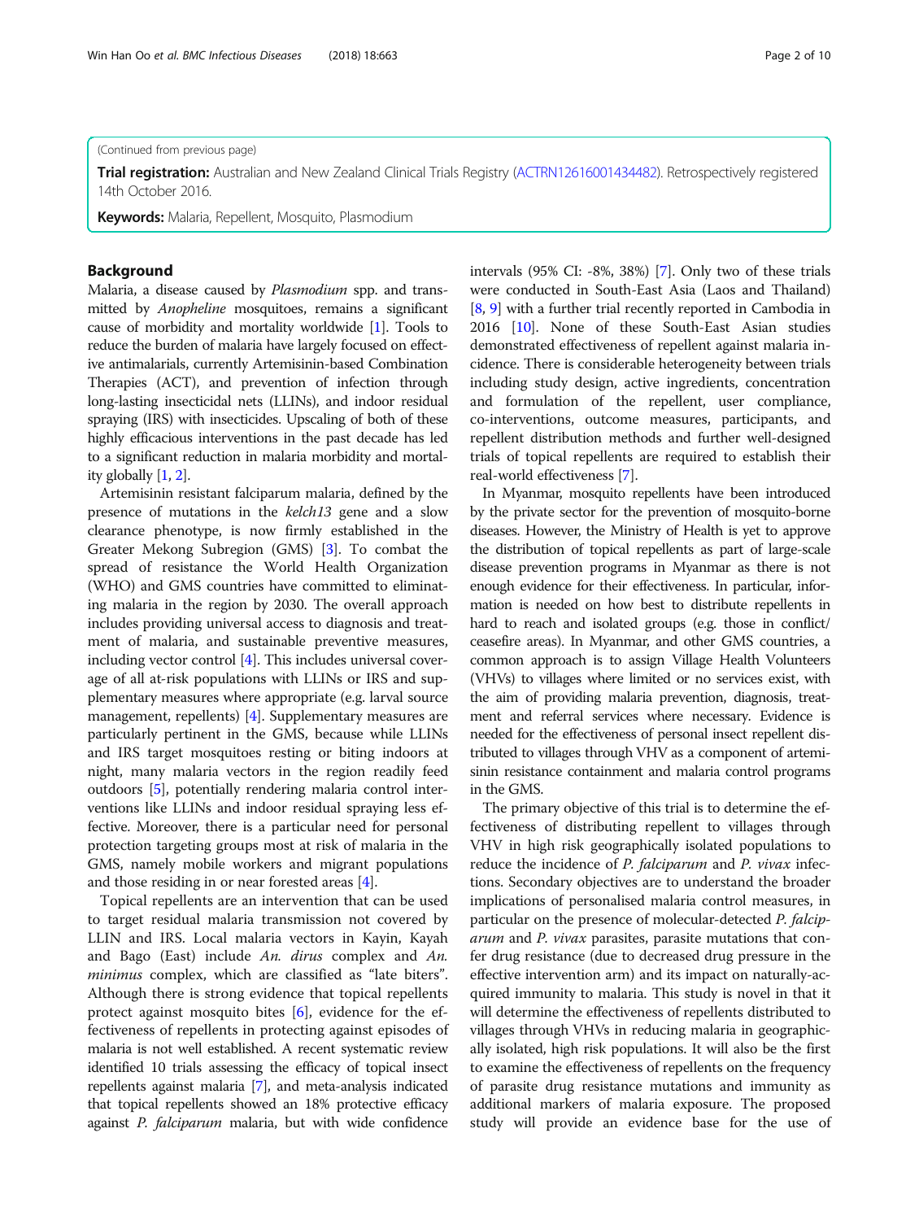(Continued from previous page)

**Trial registration:** Australian and New Zealand Clinical Trials Registry (ACTRN12616001434482). Retrospectively registered 14th October 2016.

**Keywords:** Malaria, Repellent, Mosquito, Plasmodium

## Background

Malaria, a disease caused by *Plasmodium* spp. and transmitted by *Anopheline* mosquitoes, remains a significant cause of morbidity and mortality worldwide [1]. Tools to reduce the burden of malaria have largely focused on effective antimalarials, currently Artemisinin-based Combination Therapies (ACT), and prevention of infection through long-lasting insecticidal nets (LLINs), and indoor residual spraying (IRS) with insecticides. Upscaling of both of these highly efficacious interventions in the past decade has led to a significant reduction in malaria morbidity and mortality globally [1, 2].

Artemisinin resistant falciparum malaria, defined by the presence of mutations in the *kelch13* gene and a slow clearance phenotype, is now firmly established in the Greater Mekong Subregion (GMS) [3]. To combat the spread of resistance the World Health Organization (WHO) and GMS countries have committed to eliminating malaria in the region by 2030. The overall approach includes providing universal access to diagnosis and treatment of malaria, and sustainable preventive measures, including vector control [4]. This includes universal coverage of all at-risk populations with LLINs or IRS and supplementary measures where appropriate (e.g. larval source management, repellents) [4]. Supplementary measures are particularly pertinent in the GMS, because while LLINs and IRS target mosquitoes resting or biting indoors at night, many malaria vectors in the region readily feed outdoors [5], potentially rendering malaria control interventions like LLINs and indoor residual spraying less effective. Moreover, there is a particular need for personal protection targeting groups most at risk of malaria in the GMS, namely mobile workers and migrant populations and those residing in or near forested areas [4].

Topical repellents are an intervention that can be used to target residual malaria transmission not covered by LLIN and IRS. Local malaria vectors in Kayin, Kayah and Bago (East) include *An. dirus* complex and *An. minimus* complex, which are classified as "late biters". Although there is strong evidence that topical repellents protect against mosquito bites [6], evidence for the effectiveness of repellents in protecting against episodes of malaria is not well established. A recent systematic review identified 10 trials assessing the efficacy of topical insect repellents against malaria [7], and meta-analysis indicated that topical repellents showed an 18% protective efficacy against *P. falciparum* malaria, but with wide confidence intervals (95% CI: -8%, 38%) [7]. Only two of these trials were conducted in South-East Asia (Laos and Thailand) [8, 9] with a further trial recently reported in Cambodia in 2016 [10]. None of these South-East Asian studies demonstrated effectiveness of repellent against malaria incidence. There is considerable heterogeneity between trials including study design, active ingredients, concentration and formulation of the repellent, user compliance, co-interventions, outcome measures, participants, and repellent distribution methods and further well-designed trials of topical repellents are required to establish their real-world effectiveness [7].

In Myanmar, mosquito repellents have been introduced by the private sector for the prevention of mosquito-borne diseases. However, the Ministry of Health is yet to approve the distribution of topical repellents as part of large-scale disease prevention programs in Myanmar as there is not enough evidence for their effectiveness. In particular, information is needed on how best to distribute repellents in hard to reach and isolated groups (e.g. those in conflict/ceasefire areas). In Myanmar, and other GMS countries, a common approach is to assign Village Health Volunteers (VHVs) to villages where limited or no services exist, with the aim of providing malaria prevention, diagnosis, treatment and referral services where necessary. Evidence is needed for the effectiveness of personal insect repellent distributed to villages through VHV as a component of artemisinin resistance containment and malaria control programs in the GMS.

The primary objective of this trial is to determine the effectiveness of distributing repellent to villages through VHV in high risk geographically isolated populations to reduce the incidence of *P. falciparum* and *P. vivax* infections. Secondary objectives are to understand the broader implications of personalised malaria control measures, in particular on the presence of molecular-detected *P. falciparum* and *P. vivax* parasites, parasite mutations that confer drug resistance (due to decreased drug pressure in the effective intervention arm) and its impact on naturally-acquired immunity to malaria. This study is novel in that it will determine the effectiveness of repellents distributed to villages through VHVs in reducing malaria in geographically isolated, high risk populations. It will also be the first to examine the effectiveness of repellents on the frequency of parasite drug resistance mutations and immunity as additional markers of malaria exposure. The proposed study will provide an evidence base for the use of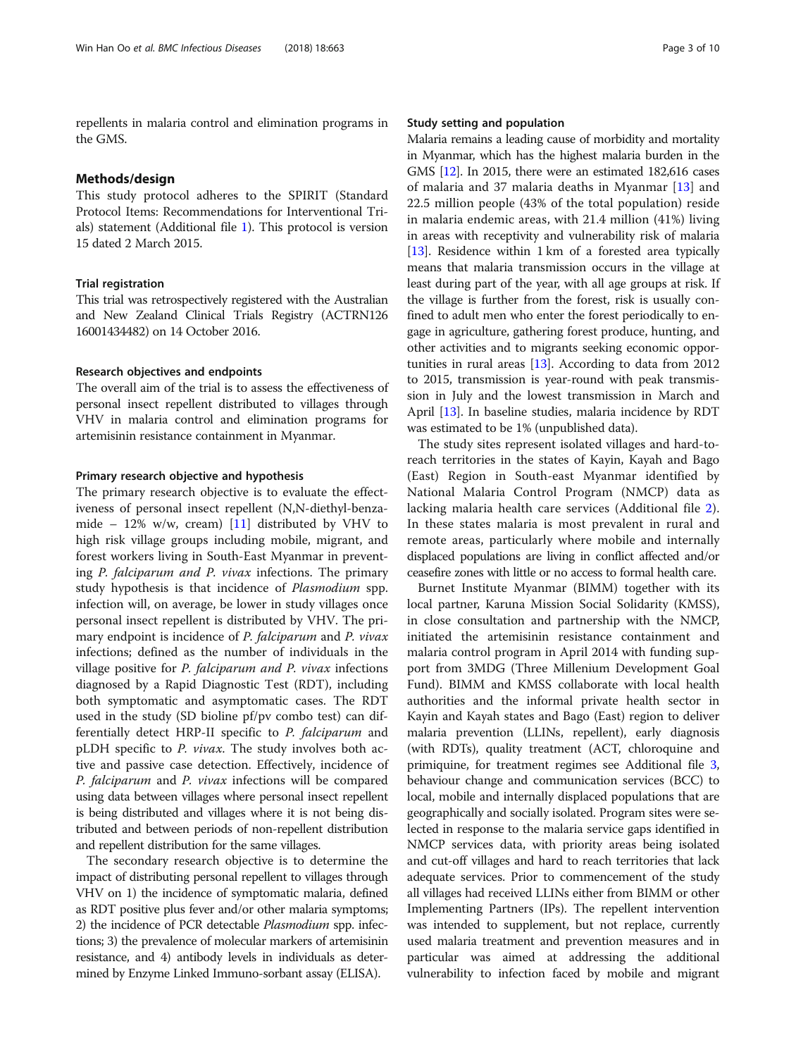repellents in malaria control and elimination programs in the GMS.

## Methods/design

This study protocol adheres to the SPIRIT (Standard Protocol Items: Recommendations for Interventional Trials) statement (Additional file 1). This protocol is version 15 dated 2 March 2015.

### Trial registration

This trial was retrospectively registered with the Australian and New Zealand Clinical Trials Registry (ACTRN12616001434482) on 14 October 2016.

### Research objectives and endpoints

The overall aim of the trial is to assess the effectiveness of personal insect repellent distributed to villages through VHV in malaria control and elimination programs for artemisinin resistance containment in Myanmar.

### Primary research objective and hypothesis

The primary research objective is to evaluate the effectiveness of personal insect repellent (N,N-diethyl-benzamide – 12% w/w, cream) [11] distributed by VHV to high risk village groups including mobile, migrant, and forest workers living in South-East Myanmar in preventing *P. falciparum and P. vivax* infections. The primary study hypothesis is that incidence of *Plasmodium* spp. infection will, on average, be lower in study villages once personal insect repellent is distributed by VHV. The primary endpoint is incidence of *P. falciparum* and *P. vivax* infections; defined as the number of individuals in the village positive for *P. falciparum and P. vivax* infections diagnosed by a Rapid Diagnostic Test (RDT), including both symptomatic and asymptomatic cases. The RDT used in the study (SD bioline pf/pv combo test) can differentially detect HRP-II specific to *P. falciparum* and pLDH specific to *P. vivax*. The study involves both active and passive case detection. Effectively, incidence of *P. falciparum* and *P. vivax* infections will be compared using data between villages where personal insect repellent is being distributed and villages where it is not being distributed and between periods of non-repellent distribution and repellent distribution for the same villages.

The secondary research objective is to determine the impact of distributing personal repellent to villages through VHV on 1) the incidence of symptomatic malaria, defined as RDT positive plus fever and/or other malaria symptoms; 2) the incidence of PCR detectable *Plasmodium* spp. infections; 3) the prevalence of molecular markers of artemisinin resistance, and 4) antibody levels in individuals as determined by Enzyme Linked Immuno-sorbant assay (ELISA).

### Study setting and population

Malaria remains a leading cause of morbidity and mortality in Myanmar, which has the highest malaria burden in the GMS [12]. In 2015, there were an estimated 182,616 cases of malaria and 37 malaria deaths in Myanmar [13] and 22.5 million people (43% of the total population) reside in malaria endemic areas, with 21.4 million (41%) living in areas with receptivity and vulnerability risk of malaria [13]. Residence within 1 km of a forested area typically means that malaria transmission occurs in the village at least during part of the year, with all age groups at risk. If the village is further from the forest, risk is usually confined to adult men who enter the forest periodically to engage in agriculture, gathering forest produce, hunting, and other activities and to migrants seeking economic opportunities in rural areas [13]. According to data from 2012 to 2015, transmission is year-round with peak transmission in July and the lowest transmission in March and April [13]. In baseline studies, malaria incidence by RDT was estimated to be 1% (unpublished data).

The study sites represent isolated villages and hard-to-reach territories in the states of Kayin, Kayah and Bago (East) Region in South-east Myanmar identified by National Malaria Control Program (NMCP) data as lacking malaria health care services (Additional file 2). In these states malaria is most prevalent in rural and remote areas, particularly where mobile and internally displaced populations are living in conflict affected and/or ceasefire zones with little or no access to formal health care.

Burnet Institute Myanmar (BIMM) together with its local partner, Karuna Mission Social Solidarity (KMSS), in close consultation and partnership with the NMCP, initiated the artemisinin resistance containment and malaria control program in April 2014 with funding support from 3MDG (Three Millenium Development Goal Fund). BIMM and KMSS collaborate with local health authorities and the informal private health sector in Kayin and Kayah states and Bago (East) region to deliver malaria prevention (LLINs, repellent), early diagnosis (with RDTs), quality treatment (ACT, chloroquine and primiquine, for treatment regimes see Additional file 3, behaviour change and communication services (BCC) to local, mobile and internally displaced populations that are geographically and socially isolated. Program sites were selected in response to the malaria service gaps identified in NMCP services data, with priority areas being isolated and cut-off villages and hard to reach territories that lack adequate services. Prior to commencement of the study all villages had received LLINs either from BIMM or other Implementing Partners (IPs). The repellent intervention was intended to supplement, but not replace, currently used malaria treatment and prevention measures and in particular was aimed at addressing the additional vulnerability to infection faced by mobile and migrant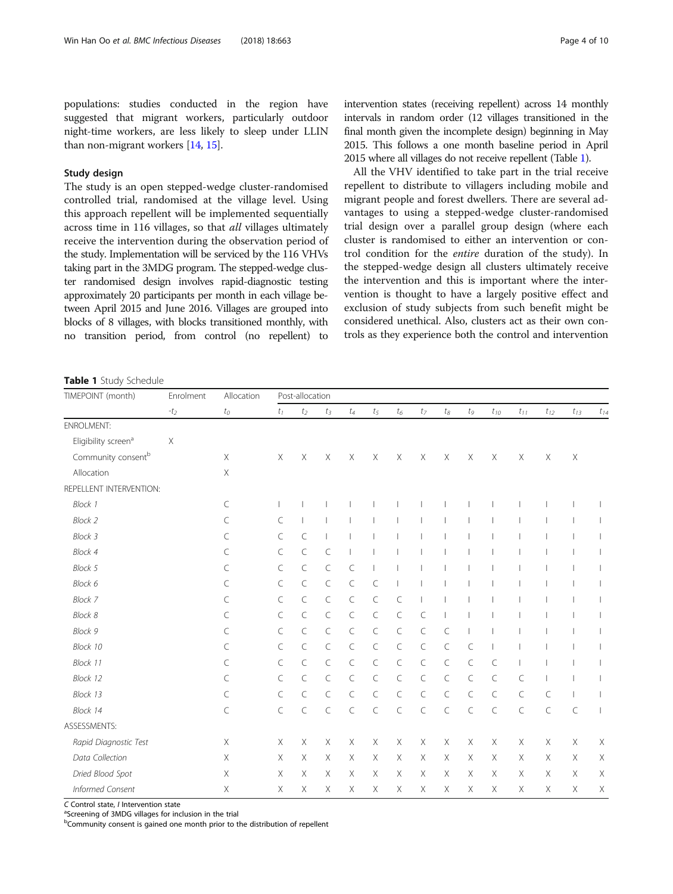populations: studies conducted in the region have suggested that migrant workers, particularly outdoor night-time workers, are less likely to sleep under LLIN than non-migrant workers [14, 15].

### Study design

The study is an open stepped-wedge cluster-randomised controlled trial, randomised at the village level. Using this approach repellent will be implemented sequentially across time in 116 villages, so that *all* villages ultimately receive the intervention during the observation period of the study. Implementation will be serviced by the 116 VHVs taking part in the 3MDG program. The stepped-wedge cluster randomised design involves rapid-diagnostic testing approximately 20 participants per month in each village between April 2015 and June 2016. Villages are grouped into blocks of 8 villages, with blocks transitioned monthly, with no transition period, from control (no repellent) to intervention states (receiving repellent) across 14 monthly intervals in random order (12 villages transitioned in the final month given the incomplete design) beginning in May 2015. This follows a one month baseline period in April 2015 where all villages do not receive repellent (Table 1).

All the VHV identified to take part in the trial receive repellent to distribute to villagers including mobile and migrant people and forest dwellers. There are several advantages to using a stepped-wedge cluster-randomised trial design over a parallel group design (where each cluster is randomised to either an intervention or control condition for the *entire* duration of the study). In the stepped-wedge design all clusters ultimately receive the intervention and this is important where the intervention is thought to have a largely positive effect and exclusion of study subjects from such benefit might be considered unethical. Also, clusters act as their own controls as they experience both the control and intervention

**Table 1** Study Schedule

| TIMEPOINT (month) | Enrolment | Allocation | Post-allocation | | | | | | | | | | | | | |
|---|---|---|---|---|---|---|---|---|---|---|---|---|---|---|---|---|
| | $-t_2$ | $t_0$ | $t_1$ | $t_2$ | $t_3$ | $t_4$ | $t_5$ | $t_6$ | $t_7$ | $t_8$ | $t_9$ | $t_{10}$ | $t_{11}$ | $t_{12}$ | $t_{13}$ | $t_{14}$ |
| ENROLMENT: | | | | | | | | | | | | | | | | |
| Eligibility screen[a] | X | | | | | | | | | | | | | | | |
| Community consent[b] | | X | X | X | X | X | X | X | X | X | X | X | X | X | X | |
| Allocation | | X | | | | | | | | | | | | | | |
| REPELLENT INTERVENTION: | | | | | | | | | | | | | | | | |
| *Block 1* | | C | I | I | I | I | I | I | I | I | I | I | I | I | I | I |
| *Block 2* | | C | C | I | I | I | I | I | I | I | I | I | I | I | I | I |
| *Block 3* | | C | C | C | I | I | I | I | I | I | I | I | I | I | I | I |
| *Block 4* | | C | C | C | C | I | I | I | I | I | I | I | I | I | I | I |
| *Block 5* | | C | C | C | C | C | I | I | I | I | I | I | I | I | I | I |
| *Block 6* | | C | C | C | C | C | C | I | I | I | I | I | I | I | I | I |
| *Block 7* | | C | C | C | C | C | C | C | I | I | I | I | I | I | I | I |
| *Block 8* | | C | C | C | C | C | C | C | C | I | I | I | I | I | I | I |
| *Block 9* | | C | C | C | C | C | C | C | C | C | I | I | I | I | I | I |
| *Block 10* | | C | C | C | C | C | C | C | C | C | C | I | I | I | I | I |
| *Block 11* | | C | C | C | C | C | C | C | C | C | C | C | I | I | I | I |
| *Block 12* | | C | C | C | C | C | C | C | C | C | C | C | C | I | I | I |
| *Block 13* | | C | C | C | C | C | C | C | C | C | C | C | C | C | I | I |
| *Block 14* | | C | C | C | C | C | C | C | C | C | C | C | C | C | C | I |
| ASSESSMENTS: | | | | | | | | | | | | | | | | |
| *Rapid Diagnostic Test* | | X | X | X | X | X | X | X | X | X | X | X | X | X | X | X |
| *Data Collection* | | X | X | X | X | X | X | X | X | X | X | X | X | X | X | X |
| *Dried Blood Spot* | | X | X | X | X | X | X | X | X | X | X | X | X | X | X | X |
| *Informed Consent* | | X | X | X | X | X | X | X | X | X | X | X | X | X | X | X |

*C* Control state, *I* Intervention state
[a]Screening of 3MDG villages for inclusion in the trial
[b]Community consent is gained one month prior to the distribution of repellent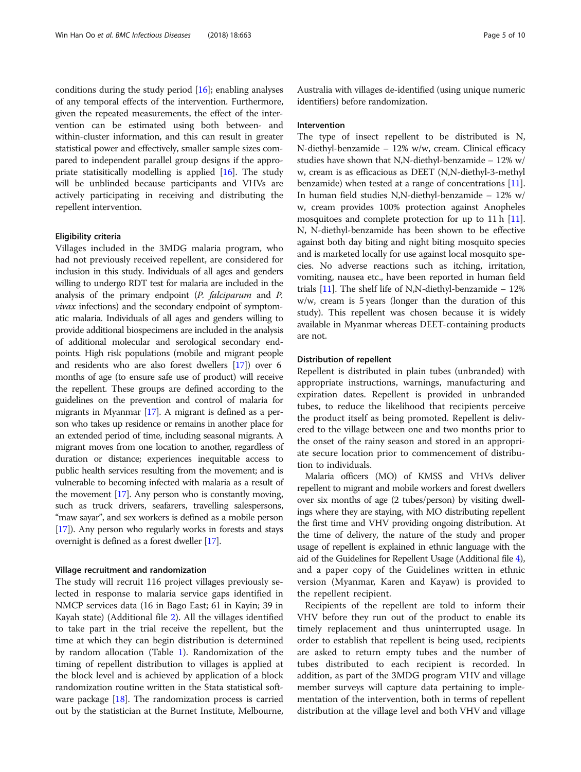conditions during the study period [16]; enabling analyses of any temporal effects of the intervention. Furthermore, given the repeated measurements, the effect of the intervention can be estimated using both between- and within-cluster information, and this can result in greater statistical power and effectively, smaller sample sizes compared to independent parallel group designs if the appropriate statisitically modelling is applied [16]. The study will be unblinded because participants and VHVs are actively participating in receiving and distributing the repellent intervention.

### Eligibility criteria

Villages included in the 3MDG malaria program, who had not previously received repellent, are considered for inclusion in this study. Individuals of all ages and genders willing to undergo RDT test for malaria are included in the analysis of the primary endpoint (*P. falciparum* and *P. vivax* infections) and the secondary endpoint of symptomatic malaria. Individuals of all ages and genders willing to provide additional biospecimens are included in the analysis of additional molecular and serological secondary endpoints. High risk populations (mobile and migrant people and residents who are also forest dwellers [17]) over 6 months of age (to ensure safe use of product) will receive the repellent. These groups are defined according to the guidelines on the prevention and control of malaria for migrants in Myanmar [17]. A migrant is defined as a person who takes up residence or remains in another place for an extended period of time, including seasonal migrants. A migrant moves from one location to another, regardless of duration or distance; experiences inequitable access to public health services resulting from the movement; and is vulnerable to becoming infected with malaria as a result of the movement [17]. Any person who is constantly moving, such as truck drivers, seafarers, travelling salespersons, "maw sayar", and sex workers is defined as a mobile person [17]). Any person who regularly works in forests and stays overnight is defined as a forest dweller [17].

### Village recruitment and randomization

The study will recruit 116 project villages previously selected in response to malaria service gaps identified in NMCP services data (16 in Bago East; 61 in Kayin; 39 in Kayah state) (Additional file 2). All the villages identified to take part in the trial receive the repellent, but the time at which they can begin distribution is determined by random allocation (Table 1). Randomization of the timing of repellent distribution to villages is applied at the block level and is achieved by application of a block randomization routine written in the Stata statistical software package [18]. The randomization process is carried out by the statistician at the Burnet Institute, Melbourne, Australia with villages de-identified (using unique numeric identifiers) before randomization.

### Intervention

The type of insect repellent to be distributed is N, N-diethyl-benzamide – 12% w/w, cream. Clinical efficacy studies have shown that N,N-diethyl-benzamide – 12% w/w, cream is as efficacious as DEET (N,N-diethyl-3-methyl benzamide) when tested at a range of concentrations [11]. In human field studies N,N-diethyl-benzamide – 12% w/w, cream provides 100% protection against Anopheles mosquitoes and complete protection for up to 11 h [11]. N, N-diethyl-benzamide has been shown to be effective against both day biting and night biting mosquito species and is marketed locally for use against local mosquito species. No adverse reactions such as itching, irritation, vomiting, nausea etc., have been reported in human field trials [11]. The shelf life of N,N-diethyl-benzamide – 12% w/w, cream is 5 years (longer than the duration of this study). This repellent was chosen because it is widely available in Myanmar whereas DEET-containing products are not.

### Distribution of repellent

Repellent is distributed in plain tubes (unbranded) with appropriate instructions, warnings, manufacturing and expiration dates. Repellent is provided in unbranded tubes, to reduce the likelihood that recipients perceive the product itself as being promoted. Repellent is delivered to the village between one and two months prior to the onset of the rainy season and stored in an appropriate secure location prior to commencement of distribution to individuals.

Malaria officers (MO) of KMSS and VHVs deliver repellent to migrant and mobile workers and forest dwellers over six months of age (2 tubes/person) by visiting dwellings where they are staying, with MO distributing repellent the first time and VHV providing ongoing distribution. At the time of delivery, the nature of the study and proper usage of repellent is explained in ethnic language with the aid of the Guidelines for Repellent Usage (Additional file 4), and a paper copy of the Guidelines written in ethnic version (Myanmar, Karen and Kayaw) is provided to the repellent recipient.

Recipients of the repellent are told to inform their VHV before they run out of the product to enable its timely replacement and thus uninterrupted usage. In order to establish that repellent is being used, recipients are asked to return empty tubes and the number of tubes distributed to each recipient is recorded. In addition, as part of the 3MDG program VHV and village member surveys will capture data pertaining to implementation of the intervention, both in terms of repellent distribution at the village level and both VHV and village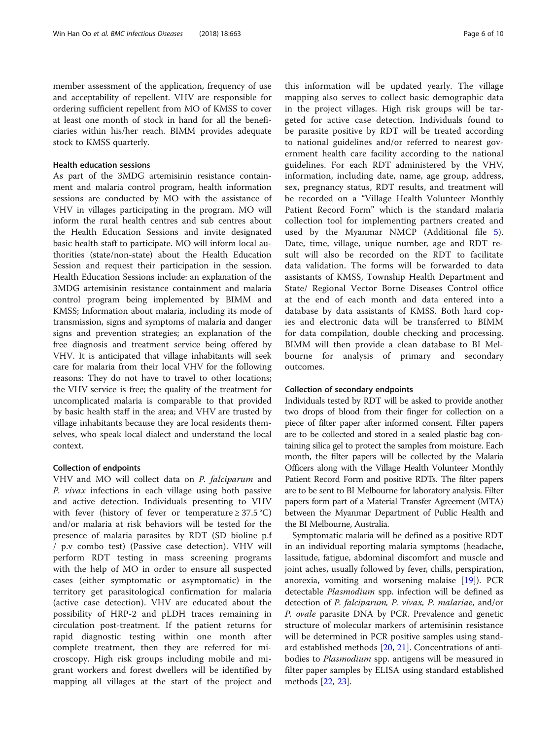member assessment of the application, frequency of use and acceptability of repellent. VHV are responsible for ordering sufficient repellent from MO of KMSS to cover at least one month of stock in hand for all the beneficiaries within his/her reach. BIMM provides adequate stock to KMSS quarterly.

### Health education sessions

As part of the 3MDG artemisinin resistance containment and malaria control program, health information sessions are conducted by MO with the assistance of VHV in villages participating in the program. MO will inform the rural health centres and sub centres about the Health Education Sessions and invite designated basic health staff to participate. MO will inform local authorities (state/non-state) about the Health Education Session and request their participation in the session. Health Education Sessions include: an explanation of the 3MDG artemisinin resistance containment and malaria control program being implemented by BIMM and KMSS; Information about malaria, including its mode of transmission, signs and symptoms of malaria and danger signs and prevention strategies; an explanation of the free diagnosis and treatment service being offered by VHV. It is anticipated that village inhabitants will seek care for malaria from their local VHV for the following reasons: They do not have to travel to other locations; the VHV service is free; the quality of the treatment for uncomplicated malaria is comparable to that provided by basic health staff in the area; and VHV are trusted by village inhabitants because they are local residents themselves, who speak local dialect and understand the local context.

### Collection of endpoints

VHV and MO will collect data on *P. falciparum* and *P. vivax* infections in each village using both passive and active detection. Individuals presenting to VHV with fever (history of fever or temperature ≥ 37.5 °C) and/or malaria at risk behaviors will be tested for the presence of malaria parasites by RDT (SD bioline p.f / p.v combo test) (Passive case detection). VHV will perform RDT testing in mass screening programs with the help of MO in order to ensure all suspected cases (either symptomatic or asymptomatic) in the territory get parasitological confirmation for malaria (active case detection). VHV are educated about the possibility of HRP-2 and pLDH traces remaining in circulation post-treatment. If the patient returns for rapid diagnostic testing within one month after complete treatment, then they are referred for microscopy. High risk groups including mobile and migrant workers and forest dwellers will be identified by mapping all villages at the start of the project and this information will be updated yearly. The village mapping also serves to collect basic demographic data in the project villages. High risk groups will be targeted for active case detection. Individuals found to be parasite positive by RDT will be treated according to national guidelines and/or referred to nearest government health care facility according to the national guidelines. For each RDT administered by the VHV, information, including date, name, age group, address, sex, pregnancy status, RDT results, and treatment will be recorded on a "Village Health Volunteer Monthly Patient Record Form" which is the standard malaria collection tool for implementing partners created and used by the Myanmar NMCP (Additional file 5). Date, time, village, unique number, age and RDT result will also be recorded on the RDT to facilitate data validation. The forms will be forwarded to data assistants of KMSS, Township Health Department and State/ Regional Vector Borne Diseases Control office at the end of each month and data entered into a database by data assistants of KMSS. Both hard copies and electronic data will be transferred to BIMM for data compilation, double checking and processing. BIMM will then provide a clean database to BI Melbourne for analysis of primary and secondary outcomes.

### Collection of secondary endpoints

Individuals tested by RDT will be asked to provide another two drops of blood from their finger for collection on a piece of filter paper after informed consent. Filter papers are to be collected and stored in a sealed plastic bag containing silica gel to protect the samples from moisture. Each month, the filter papers will be collected by the Malaria Officers along with the Village Health Volunteer Monthly Patient Record Form and positive RDTs. The filter papers are to be sent to BI Melbourne for laboratory analysis. Filter papers form part of a Material Transfer Agreement (MTA) between the Myanmar Department of Public Health and the BI Melbourne, Australia.

Symptomatic malaria will be defined as a positive RDT in an individual reporting malaria symptoms (headache, lassitude, fatigue, abdominal discomfort and muscle and joint aches, usually followed by fever, chills, perspiration, anorexia, vomiting and worsening malaise [19]). PCR detectable *Plasmodium* spp. infection will be defined as detection of *P. falciparum, P. vivax, P. malariae,* and/or *P. ovale* parasite DNA by PCR. Prevalence and genetic structure of molecular markers of artemisinin resistance will be determined in PCR positive samples using standard established methods [20, 21]. Concentrations of antibodies to *Plasmodium* spp. antigens will be measured in filter paper samples by ELISA using standard established methods [22, 23].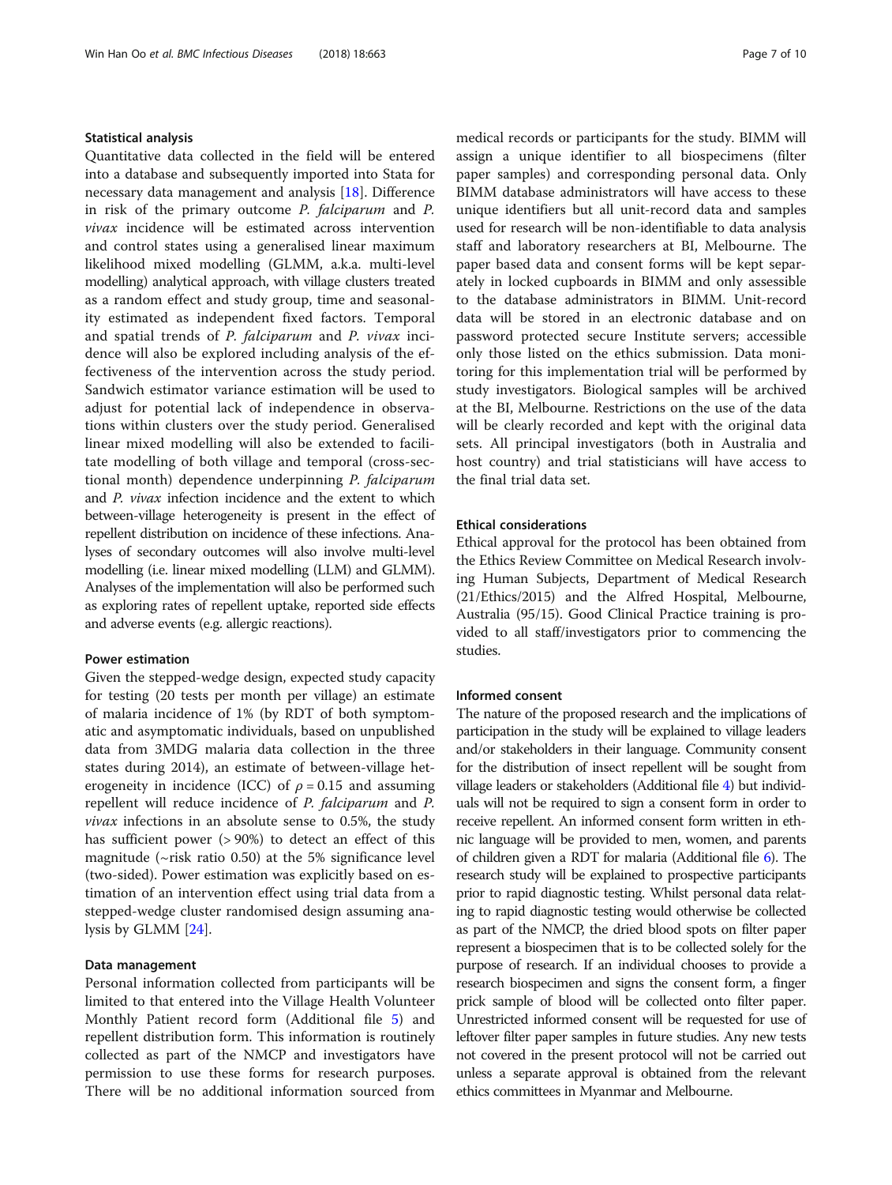### Statistical analysis

Quantitative data collected in the field will be entered into a database and subsequently imported into Stata for necessary data management and analysis [18]. Difference in risk of the primary outcome *P. falciparum* and *P. vivax* incidence will be estimated across intervention and control states using a generalised linear maximum likelihood mixed modelling (GLMM, a.k.a. multi-level modelling) analytical approach, with village clusters treated as a random effect and study group, time and seasonality estimated as independent fixed factors. Temporal and spatial trends of *P. falciparum* and *P. vivax* incidence will also be explored including analysis of the effectiveness of the intervention across the study period. Sandwich estimator variance estimation will be used to adjust for potential lack of independence in observations within clusters over the study period. Generalised linear mixed modelling will also be extended to facilitate modelling of both village and temporal (cross-sectional month) dependence underpinning *P. falciparum* and *P. vivax* infection incidence and the extent to which between-village heterogeneity is present in the effect of repellent distribution on incidence of these infections. Analyses of secondary outcomes will also involve multi-level modelling (i.e. linear mixed modelling (LLM) and GLMM). Analyses of the implementation will also be performed such as exploring rates of repellent uptake, reported side effects and adverse events (e.g. allergic reactions).

### Power estimation

Given the stepped-wedge design, expected study capacity for testing (20 tests per month per village) an estimate of malaria incidence of 1% (by RDT of both symptomatic and asymptomatic individuals, based on unpublished data from 3MDG malaria data collection in the three states during 2014), an estimate of between-village heterogeneity in incidence (ICC) of $\rho = 0.15$ and assuming repellent will reduce incidence of *P. falciparum* and *P. vivax* infections in an absolute sense to 0.5%, the study has sufficient power (> 90%) to detect an effect of this magnitude (~risk ratio 0.50) at the 5% significance level (two-sided). Power estimation was explicitly based on estimation of an intervention effect using trial data from a stepped-wedge cluster randomised design assuming analysis by GLMM [24].

### Data management

Personal information collected from participants will be limited to that entered into the Village Health Volunteer Monthly Patient record form (Additional file 5) and repellent distribution form. This information is routinely collected as part of the NMCP and investigators have permission to use these forms for research purposes. There will be no additional information sourced from medical records or participants for the study. BIMM will assign a unique identifier to all biospecimens (filter paper samples) and corresponding personal data. Only BIMM database administrators will have access to these unique identifiers but all unit-record data and samples used for research will be non-identifiable to data analysis staff and laboratory researchers at BI, Melbourne. The paper based data and consent forms will be kept separately in locked cupboards in BIMM and only assessible to the database administrators in BIMM. Unit-record data will be stored in an electronic database and on password protected secure Institute servers; accessible only those listed on the ethics submission. Data monitoring for this implementation trial will be performed by study investigators. Biological samples will be archived at the BI, Melbourne. Restrictions on the use of the data will be clearly recorded and kept with the original data sets. All principal investigators (both in Australia and host country) and trial statisticians will have access to the final trial data set.

### Ethical considerations

Ethical approval for the protocol has been obtained from the Ethics Review Committee on Medical Research involving Human Subjects, Department of Medical Research (21/Ethics/2015) and the Alfred Hospital, Melbourne, Australia (95/15). Good Clinical Practice training is provided to all staff/investigators prior to commencing the studies.

### Informed consent

The nature of the proposed research and the implications of participation in the study will be explained to village leaders and/or stakeholders in their language. Community consent for the distribution of insect repellent will be sought from village leaders or stakeholders (Additional file 4) but individuals will not be required to sign a consent form in order to receive repellent. An informed consent form written in ethnic language will be provided to men, women, and parents of children given a RDT for malaria (Additional file 6). The research study will be explained to prospective participants prior to rapid diagnostic testing. Whilst personal data relating to rapid diagnostic testing would otherwise be collected as part of the NMCP, the dried blood spots on filter paper represent a biospecimen that is to be collected solely for the purpose of research. If an individual chooses to provide a research biospecimen and signs the consent form, a finger prick sample of blood will be collected onto filter paper. Unrestricted informed consent will be requested for use of leftover filter paper samples in future studies. Any new tests not covered in the present protocol will not be carried out unless a separate approval is obtained from the relevant ethics committees in Myanmar and Melbourne.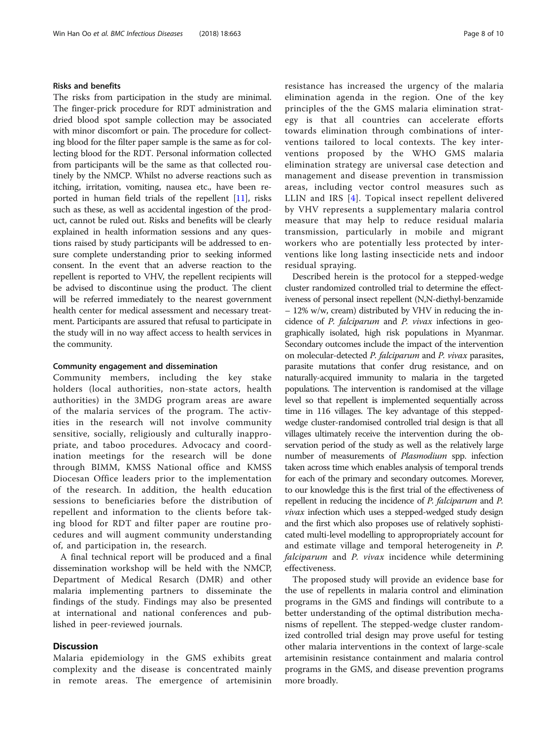### Risks and benefits

The risks from participation in the study are minimal. The finger-prick procedure for RDT administration and dried blood spot sample collection may be associated with minor discomfort or pain. The procedure for collecting blood for the filter paper sample is the same as for collecting blood for the RDT. Personal information collected from participants will be the same as that collected routinely by the NMCP. Whilst no adverse reactions such as itching, irritation, vomiting, nausea etc., have been reported in human field trials of the repellent [11], risks such as these, as well as accidental ingestion of the product, cannot be ruled out. Risks and benefits will be clearly explained in health information sessions and any questions raised by study participants will be addressed to ensure complete understanding prior to seeking informed consent. In the event that an adverse reaction to the repellent is reported to VHV, the repellent recipients will be advised to discontinue using the product. The client will be referred immediately to the nearest government health center for medical assessment and necessary treatment. Participants are assured that refusal to participate in the study will in no way affect access to health services in the community.

### Community engagement and dissemination

Community members, including the key stake holders (local authorities, non-state actors, health authorities) in the 3MDG program areas are aware of the malaria services of the program. The activities in the research will not involve community sensitive, socially, religiously and culturally inappropriate, and taboo procedures. Advocacy and coordination meetings for the research will be done through BIMM, KMSS National office and KMSS Diocesan Office leaders prior to the implementation of the research. In addition, the health education sessions to beneficiaries before the distribution of repellent and information to the clients before taking blood for RDT and filter paper are routine procedures and will augment community understanding of, and participation in, the research.

A final technical report will be produced and a final dissemination workshop will be held with the NMCP, Department of Medical Resarch (DMR) and other malaria implementing partners to disseminate the findings of the study. Findings may also be presented at international and national conferences and published in peer-reviewed journals.

## Discussion

Malaria epidemiology in the GMS exhibits great complexity and the disease is concentrated mainly in remote areas. The emergence of artemisinin resistance has increased the urgency of the malaria elimination agenda in the region. One of the key principles of the the GMS malaria elimination strategy is that all countries can accelerate efforts towards elimination through combinations of interventions tailored to local contexts. The key interventions proposed by the WHO GMS malaria elimination strategy are universal case detection and management and disease prevention in transmission areas, including vector control measures such as LLIN and IRS [4]. Topical insect repellent delivered by VHV represents a supplementary malaria control measure that may help to reduce residual malaria transmission, particularly in mobile and migrant workers who are potentially less protected by interventions like long lasting insecticide nets and indoor residual spraying.

Described herein is the protocol for a stepped-wedge cluster randomized controlled trial to determine the effectiveness of personal insect repellent (N,N-diethyl-benzamide – 12% w/w, cream) distributed by VHV in reducing the incidence of *P. falciparum* and *P. vivax* infections in geographically isolated, high risk populations in Myanmar. Secondary outcomes include the impact of the intervention on molecular-detected *P. falciparum* and *P. vivax* parasites, parasite mutations that confer drug resistance, and on naturally-acquired immunity to malaria in the targeted populations. The intervention is randomised at the village level so that repellent is implemented sequentially across time in 116 villages. The key advantage of this stepped-wedge cluster-randomised controlled trial design is that all villages ultimately receive the intervention during the observation period of the study as well as the relatively large number of measurements of *Plasmodium* spp. infection taken across time which enables analysis of temporal trends for each of the primary and secondary outcomes. Morever, to our knowledge this is the first trial of the effectiveness of repellent in reducing the incidence of *P. falciparum* and *P. vivax* infection which uses a stepped-wedged study design and the first which also proposes use of relatively sophisticated multi-level modelling to appropriately account for and estimate village and temporal heterogeneity in *P. falciparum* and *P. vivax* incidence while determining effectiveness.

The proposed study will provide an evidence base for the use of repellents in malaria control and elimination programs in the GMS and findings will contribute to a better understanding of the optimal distribution mechanisms of repellent. The stepped-wedge cluster randomized controlled trial design may prove useful for testing other malaria interventions in the context of large-scale artemisinin resistance containment and malaria control programs in the GMS, and disease prevention programs more broadly.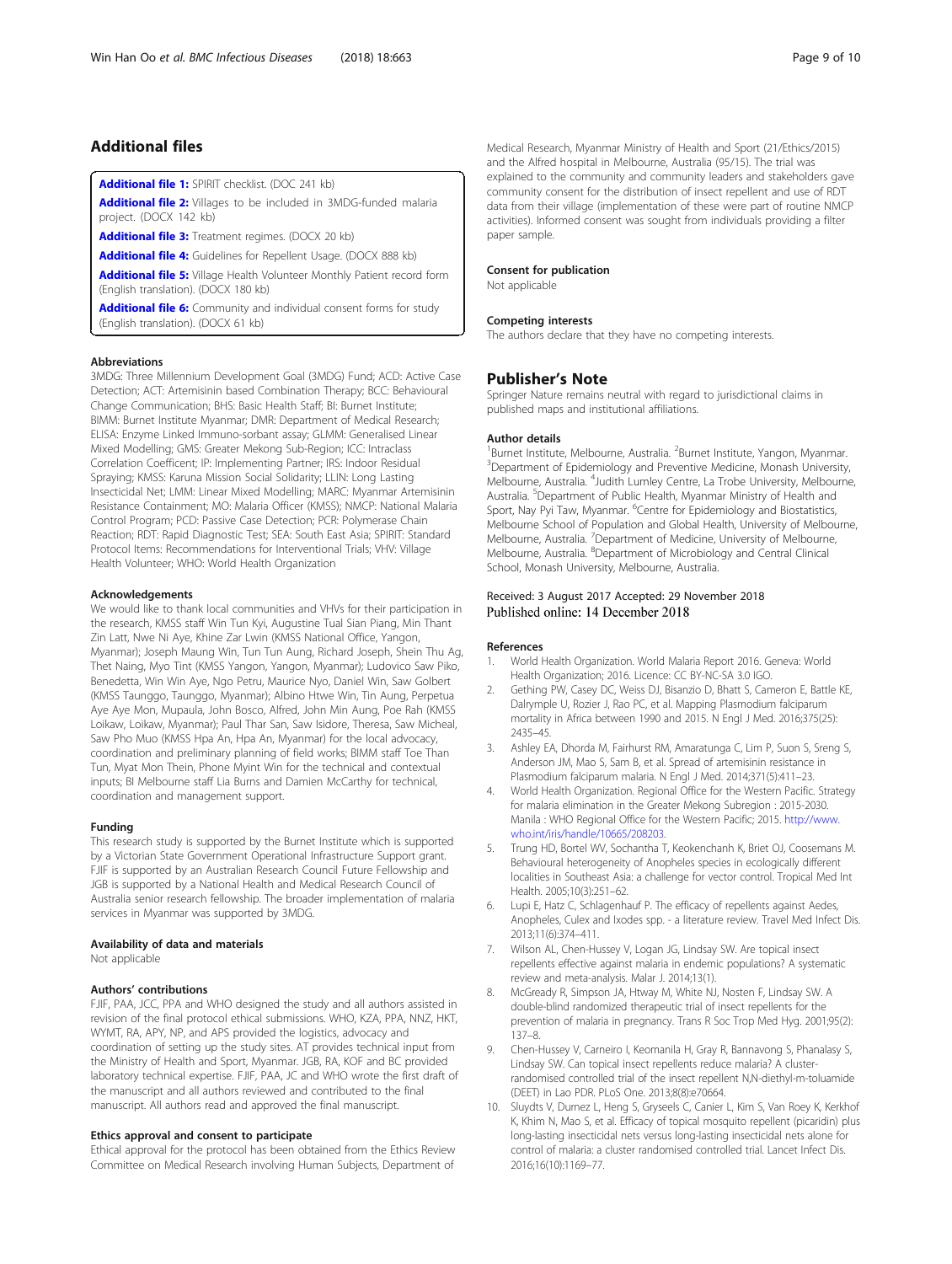## Additional files

**Additional file 1:** SPIRIT checklist. (DOC 241 kb)

**Additional file 2:** Villages to be included in 3MDG-funded malaria project. (DOCX 142 kb)

**Additional file 3:** Treatment regimes. (DOCX 20 kb)

**Additional file 4:** Guidelines for Repellent Usage. (DOCX 888 kb)

**Additional file 5:** Village Health Volunteer Monthly Patient record form (English translation). (DOCX 180 kb)

**Additional file 6:** Community and individual consent forms for study (English translation). (DOCX 61 kb)

#### Abbreviations

3MDG: Three Millennium Development Goal (3MDG) Fund; ACD: Active Case Detection; ACT: Artemisinin based Combination Therapy; BCC: Behavioural Change Communication; BHS: Basic Health Staff; BI: Burnet Institute; BIMM: Burnet Institute Myanmar; DMR: Department of Medical Research; ELISA: Enzyme Linked Immuno-sorbant assay; GLMM: Generalised Linear Mixed Modelling; GMS: Greater Mekong Sub-Region; ICC: Intraclass Correlation Coefficent; IP: Implementing Partner; IRS: Indoor Residual Spraying; KMSS: Karuna Mission Social Solidarity; LLIN: Long Lasting Insecticidal Net; LMM: Linear Mixed Modelling; MARC: Myanmar Artemisinin Resistance Containment; MO: Malaria Officer (KMSS); NMCP: National Malaria Control Program; PCD: Passive Case Detection; PCR: Polymerase Chain Reaction; RDT: Rapid Diagnostic Test; SEA: South East Asia; SPIRIT: Standard Protocol Items: Recommendations for Interventional Trials; VHV: Village Health Volunteer; WHO: World Health Organization

#### Acknowledgements

We would like to thank local communities and VHVs for their participation in the research, KMSS staff Win Tun Kyi, Augustine Tual Sian Piang, Min Thant Zin Latt, Nwe Ni Aye, Khine Zar Lwin (KMSS National Office, Yangon, Myanmar); Joseph Maung Win, Tun Tun Aung, Richard Joseph, Shein Thu Ag, Thet Naing, Myo Tint (KMSS Yangon, Yangon, Myanmar); Ludovico Saw Piko, Benedetta, Win Win Aye, Ngo Petru, Maurice Nyo, Daniel Win, Saw Golbert (KMSS Taunggo, Taunggo, Myanmar); Albino Htwe Win, Tin Aung, Perpetua Aye Aye Mon, Mupaula, John Bosco, Alfred, John Min Aung, Poe Rah (KMSS Loikaw, Loikaw, Myanmar); Paul Thar San, Saw Isidore, Theresa, Saw Micheal, Saw Pho Muo (KMSS Hpa An, Hpa An, Myanmar) for the local advocacy, coordination and preliminary planning of field works; BIMM staff Toe Than Tun, Myat Mon Thein, Phone Myint Win for the technical and contextual inputs; BI Melbourne staff Lia Burns and Damien McCarthy for technical, coordination and management support.

#### Funding

This research study is supported by the Burnet Institute which is supported by a Victorian State Government Operational Infrastructure Support grant. FJIF is supported by an Australian Research Council Future Fellowship and JGB is supported by a National Health and Medical Research Council of Australia senior research fellowship. The broader implementation of malaria services in Myanmar was supported by 3MDG.

#### Availability of data and materials

Not applicable

#### Authors' contributions

FJIF, PAA, JCC, PPA and WHO designed the study and all authors assisted in revision of the final protocol ethical submissions. WHO, KZA, PPA, NNZ, HKT, WYMT, RA, APY, NP, and APS provided the logistics, advocacy and coordination of setting up the study sites. AT provides technical input from the Ministry of Health and Sport, Myanmar. JGB, RA, KOF and BC provided laboratory technical expertise. FJIF, PAA, JC and WHO wrote the first draft of the manuscript and all authors reviewed and contributed to the final manuscript. All authors read and approved the final manuscript.

#### Ethics approval and consent to participate

Ethical approval for the protocol has been obtained from the Ethics Review Committee on Medical Research involving Human Subjects, Department of Medical Research, Myanmar Ministry of Health and Sport (21/Ethics/2015) and the Alfred hospital in Melbourne, Australia (95/15). The trial was explained to the community and community leaders and stakeholders gave community consent for the distribution of insect repellent and use of RDT data from their village (implementation of these were part of routine NMCP activities). Informed consent was sought from individuals providing a filter paper sample.

#### Consent for publication

Not applicable

#### Competing interests

The authors declare that they have no competing interests.

## Publisher's Note

Springer Nature remains neutral with regard to jurisdictional claims in published maps and institutional affiliations.

#### Author details

[1]Burnet Institute, Melbourne, Australia. [2]Burnet Institute, Yangon, Myanmar. [3]Department of Epidemiology and Preventive Medicine, Monash University, Melbourne, Australia. [4]Judith Lumley Centre, La Trobe University, Melbourne, Australia. [5]Department of Public Health, Myanmar Ministry of Health and Sport, Nay Pyi Taw, Myanmar. [6]Centre for Epidemiology and Biostatistics, Melbourne School of Population and Global Health, University of Melbourne, Melbourne, Australia. [7]Department of Medicine, University of Melbourne, Melbourne, Australia. [8]Department of Microbiology and Central Clinical School, Monash University, Melbourne, Australia.

Received: 3 August 2017 Accepted: 29 November 2018
Published online: 14 December 2018

#### References

1. World Health Organization. World Malaria Report 2016. Geneva: World Health Organization; 2016. Licence: CC BY-NC-SA 3.0 IGO.
2. Gething PW, Casey DC, Weiss DJ, Bisanzio D, Bhatt S, Cameron E, Battle KE, Dalrymple U, Rozier J, Rao PC, et al. Mapping Plasmodium falciparum mortality in Africa between 1990 and 2015. N Engl J Med. 2016;375(25): 2435–45.
3. Ashley EA, Dhorda M, Fairhurst RM, Amaratunga C, Lim P, Suon S, Sreng S, Anderson JM, Mao S, Sam B, et al. Spread of artemisinin resistance in Plasmodium falciparum malaria. N Engl J Med. 2014;371(5):411–23.
4. World Health Organization. Regional Office for the Western Pacific. Strategy for malaria elimination in the Greater Mekong Subregion : 2015-2030. Manila : WHO Regional Office for the Western Pacific; 2015. http://www.who.int/iris/handle/10665/208203.
5. Trung HD, Bortel WV, Sochantha T, Keokenchanh K, Briet OJ, Coosemans M. Behavioural heterogeneity of Anopheles species in ecologically different localities in Southeast Asia: a challenge for vector control. Tropical Med Int Health. 2005;10(3):251–62.
6. Lupi E, Hatz C, Schlagenhauf P. The efficacy of repellents against Aedes, Anopheles, Culex and Ixodes spp. - a literature review. Travel Med Infect Dis. 2013;11(6):374–411.
7. Wilson AL, Chen-Hussey V, Logan JG, Lindsay SW. Are topical insect repellents effective against malaria in endemic populations? A systematic review and meta-analysis. Malar J. 2014;13(1).
8. McGready R, Simpson JA, Htway M, White NJ, Nosten F, Lindsay SW. A double-blind randomized therapeutic trial of insect repellents for the prevention of malaria in pregnancy. Trans R Soc Trop Med Hyg. 2001;95(2): 137–8.
9. Chen-Hussey V, Carneiro I, Keomanila H, Gray R, Bannavong S, Phanalasy S, Lindsay SW. Can topical insect repellents reduce malaria? A cluster-randomised controlled trial of the insect repellent N,N-diethyl-m-toluamide (DEET) in Lao PDR. PLoS One. 2013;8(8):e70664.
10. Sluydts V, Durnez L, Heng S, Gryseels C, Canier L, Kim S, Van Roey K, Kerkhof K, Khim N, Mao S, et al. Efficacy of topical mosquito repellent (picaridin) plus long-lasting insecticidal nets versus long-lasting insecticidal nets alone for control of malaria: a cluster randomised controlled trial. Lancet Infect Dis. 2016;16(10):1169–77.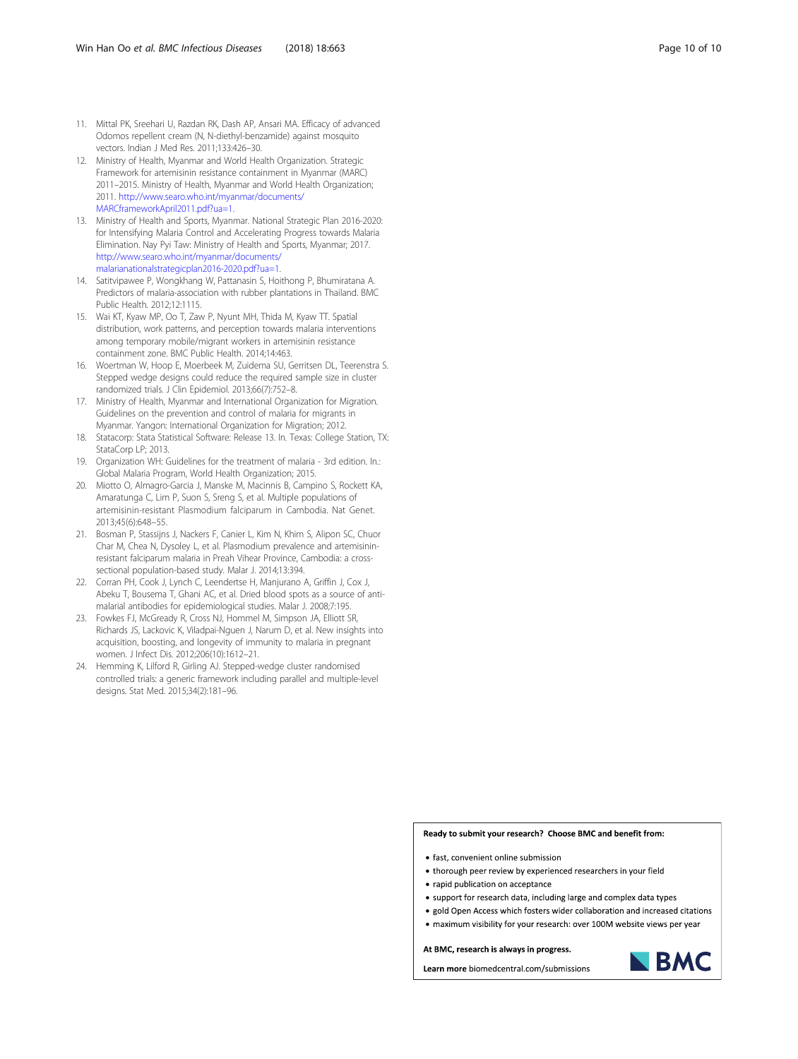11. Mittal PK, Sreehari U, Razdan RK, Dash AP, Ansari MA. Efficacy of advanced Odomos repellent cream (N, N-diethyl-benzamide) against mosquito vectors. Indian J Med Res. 2011;133:426–30.
12. Ministry of Health, Myanmar and World Health Organization. Strategic Framework for artemisinin resistance containment in Myanmar (MARC) 2011–2015. Ministry of Health, Myanmar and World Health Organization; 2011. http://www.searo.who.int/myanmar/documents/MARCframeworkApril2011.pdf?ua=1.
13. Ministry of Health and Sports, Myanmar. National Strategic Plan 2016-2020: for Intensifying Malaria Control and Accelerating Progress towards Malaria Elimination. Nay Pyi Taw: Ministry of Health and Sports, Myanmar; 2017. http://www.searo.who.int/myanmar/documents/malarianationalstrategicplan2016-2020.pdf?ua=1.
14. Satitvipawee P, Wongkhang W, Pattanasin S, Hoithong P, Bhumiratana A. Predictors of malaria-association with rubber plantations in Thailand. BMC Public Health. 2012;12:1115.
15. Wai KT, Kyaw MP, Oo T, Zaw P, Nyunt MH, Thida M, Kyaw TT. Spatial distribution, work patterns, and perception towards malaria interventions among temporary mobile/migrant workers in artemisinin resistance containment zone. BMC Public Health. 2014;14:463.
16. Woertman W, Hoop E, Moerbeek M, Zuidema SU, Gerritsen DL, Teerenstra S. Stepped wedge designs could reduce the required sample size in cluster randomized trials. J Clin Epidemiol. 2013;66(7):752–8.
17. Ministry of Health, Myanmar and International Organization for Migration. Guidelines on the prevention and control of malaria for migrants in Myanmar. Yangon: International Organization for Migration; 2012.
18. Statacorp: Stata Statistical Software: Release 13. In. Texas: College Station, TX: StataCorp LP; 2013.
19. Organization WH: Guidelines for the treatment of malaria - 3rd edition. In.: Global Malaria Program, World Health Organization; 2015.
20. Miotto O, Almagro-Garcia J, Manske M, Macinnis B, Campino S, Rockett KA, Amaratunga C, Lim P, Suon S, Sreng S, et al. Multiple populations of artemisinin-resistant Plasmodium falciparum in Cambodia. Nat Genet. 2013;45(6):648–55.
21. Bosman P, Stassijns J, Nackers F, Canier L, Kim N, Khim S, Alipon SC, Chuor Char M, Chea N, Dysoley L, et al. Plasmodium prevalence and artemisinin-resistant falciparum malaria in Preah Vihear Province, Cambodia: a cross-sectional population-based study. Malar J. 2014;13:394.
22. Corran PH, Cook J, Lynch C, Leendertse H, Manjurano A, Griffin J, Cox J, Abeku T, Bousema T, Ghani AC, et al. Dried blood spots as a source of anti-malarial antibodies for epidemiological studies. Malar J. 2008;7:195.
23. Fowkes FJ, McGready R, Cross NJ, Hommel M, Simpson JA, Elliott SR, Richards JS, Lackovic K, Viladpai-Nguen J, Narum D, et al. New insights into acquisition, boosting, and longevity of immunity to malaria in pregnant women. J Infect Dis. 2012;206(10):1612–21.
24. Hemming K, Lilford R, Girling AJ. Stepped-wedge cluster randomised controlled trials: a generic framework including parallel and multiple-level designs. Stat Med. 2015;34(2):181–96.

**Ready to submit your research? Choose BMC and benefit from:**

- fast, convenient online submission
- thorough peer review by experienced researchers in your field
- rapid publication on acceptance
- support for research data, including large and complex data types
- gold Open Access which fosters wider collaboration and increased citations
- maximum visibility for your research: over 100M website views per year

**At BMC, research is always in progress.**

**Learn more** biomedcentral.com/submissions